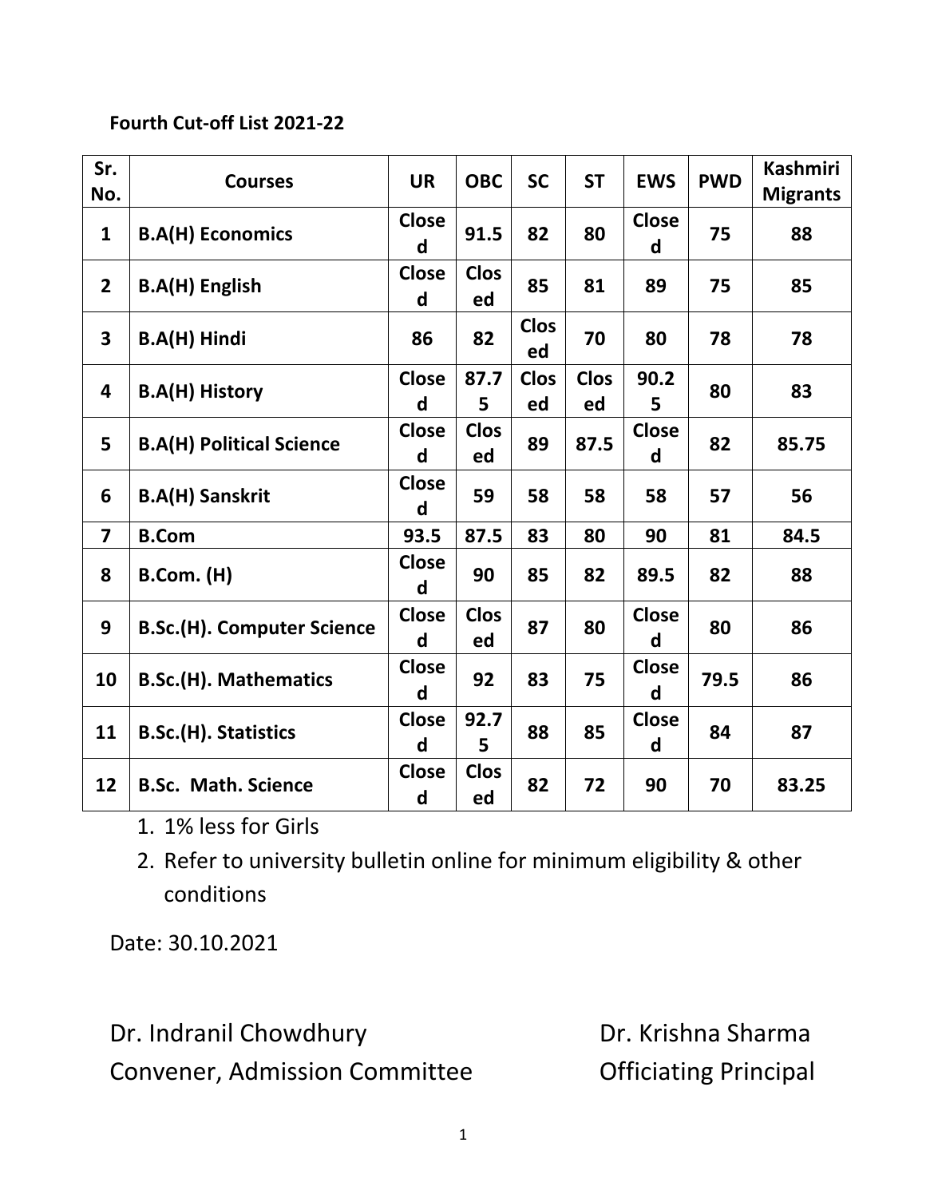**Fourth Cut-off List 2021-22**

| Sr. No. | Courses | UR | OBC | SC | ST | EWS | PWD | Kashmiri Migrants |
|---|---|---|---|---|---|---|---|---|
| 1 | B.A(H) Economics | Closed | 91.5 | 82 | 80 | Closed | 75 | 88 |
| 2 | B.A(H) English | Closed | Closed | 85 | 81 | 89 | 75 | 85 |
| 3 | B.A(H) Hindi | 86 | 82 | Closed | 70 | 80 | 78 | 78 |
| 4 | B.A(H) History | Closed | 87.75 | Closed | Closed | 90.25 | 80 | 83 |
| 5 | B.A(H) Political Science | Closed | Closed | 89 | 87.5 | Closed | 82 | 85.75 |
| 6 | B.A(H) Sanskrit | Closed | 59 | 58 | 58 | 58 | 57 | 56 |
| 7 | B.Com | 93.5 | 87.5 | 83 | 80 | 90 | 81 | 84.5 |
| 8 | B.Com. (H) | Closed | 90 | 85 | 82 | 89.5 | 82 | 88 |
| 9 | B.Sc.(H). Computer Science | Closed | Closed | 87 | 80 | Closed | 80 | 86 |
| 10 | B.Sc.(H). Mathematics | Closed | 92 | 83 | 75 | Closed | 79.5 | 86 |
| 11 | B.Sc.(H). Statistics | Closed | 92.75 | 88 | 85 | Closed | 84 | 87 |
| 12 | B.Sc. Math. Science | Closed | Closed | 82 | 72 | 90 | 70 | 83.25 |

1. 1% less for Girls
2. Refer to university bulletin online for minimum eligibility & other conditions

Date: 30.10.2021

Dr. Indranil Chowdhury
Convener, Admission Committee

Dr. Krishna Sharma
Officiating Principal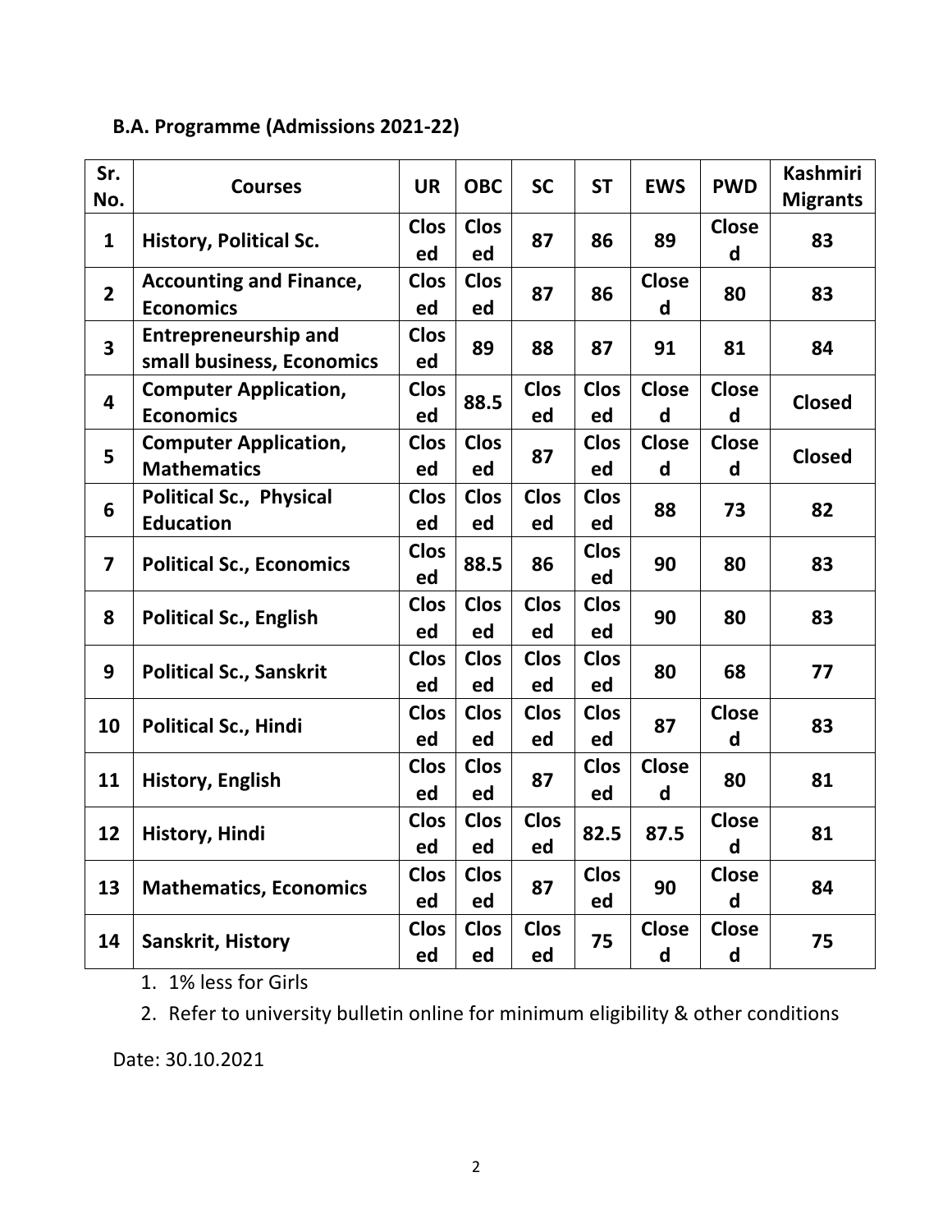## B.A. Programme (Admissions 2021-22)

| Sr. No. | Courses | UR | OBC | SC | ST | EWS | PWD | Kashmiri Migrants |
|---|---|---|---|---|---|---|---|---|
| 1 | History, Political Sc. | Closed | Closed | 87 | 86 | 89 | Closed | 83 |
| 2 | Accounting and Finance, Economics | Closed | Closed | 87 | 86 | Closed | 80 | 83 |
| 3 | Entrepreneurship and small business, Economics | Closed | 89 | 88 | 87 | 91 | 81 | 84 |
| 4 | Computer Application, Economics | Closed | 88.5 | Closed | Closed | Closed | Closed | Closed |
| 5 | Computer Application, Mathematics | Closed | Closed | 87 | Closed | Closed | Closed | Closed |
| 6 | Political Sc., Physical Education | Closed | Closed | Closed | Closed | 88 | 73 | 82 |
| 7 | Political Sc., Economics | Closed | 88.5 | 86 | Closed | 90 | 80 | 83 |
| 8 | Political Sc., English | Closed | Closed | Closed | Closed | 90 | 80 | 83 |
| 9 | Political Sc., Sanskrit | Closed | Closed | Closed | Closed | 80 | 68 | 77 |
| 10 | Political Sc., Hindi | Closed | Closed | Closed | Closed | 87 | Closed | 83 |
| 11 | History, English | Closed | Closed | 87 | Closed | Closed | 80 | 81 |
| 12 | History, Hindi | Closed | Closed | Closed | 82.5 | 87.5 | Closed | 81 |
| 13 | Mathematics, Economics | Closed | Closed | 87 | Closed | 90 | Closed | 84 |
| 14 | Sanskrit, History | Closed | Closed | Closed | 75 | Closed | Closed | 75 |

1. 1% less for Girls
2. Refer to university bulletin online for minimum eligibility & other conditions

Date: 30.10.2021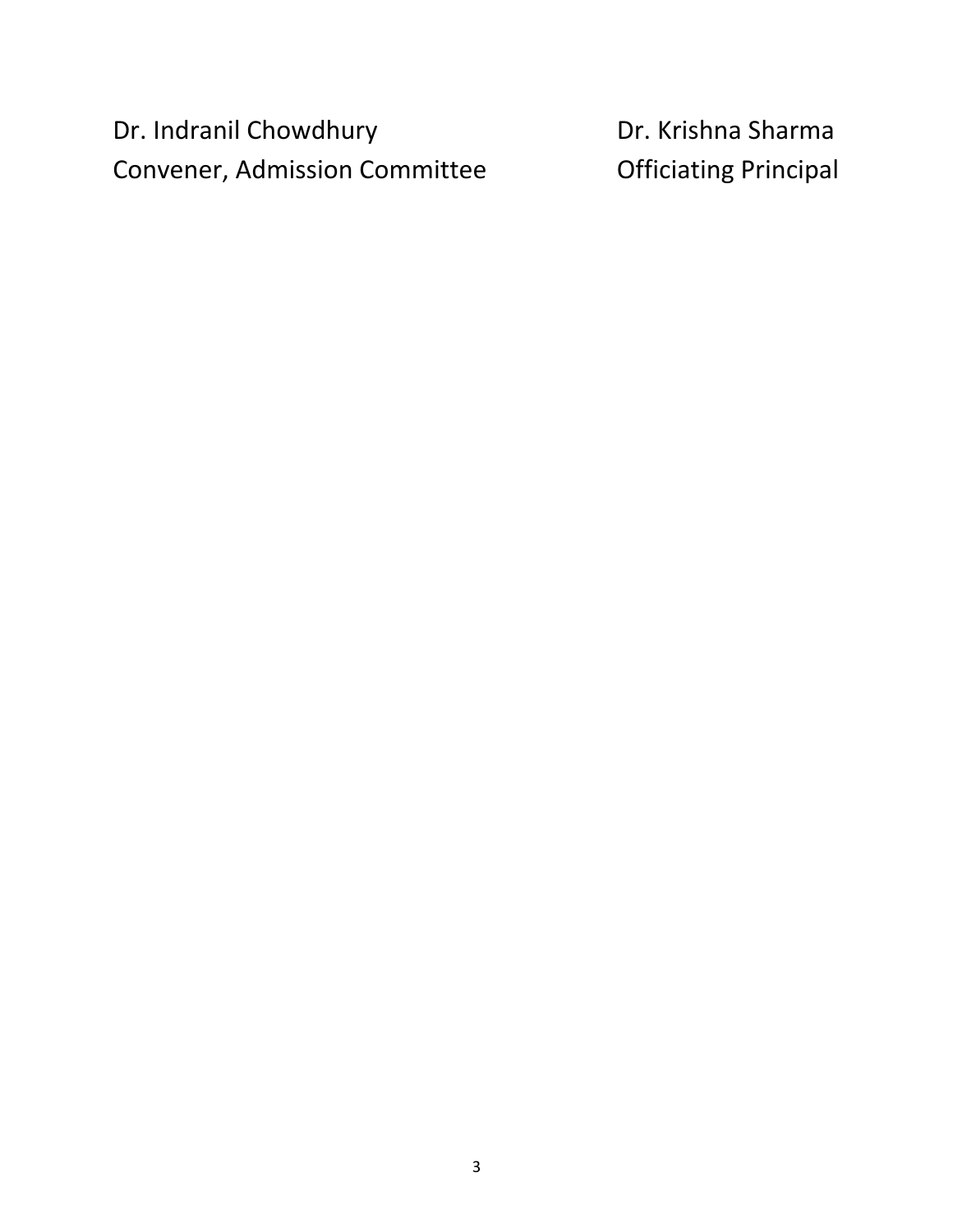Dr. Indranil Chowdhury
Convener, Admission Committee

Dr. Krishna Sharma
Officiating Principal